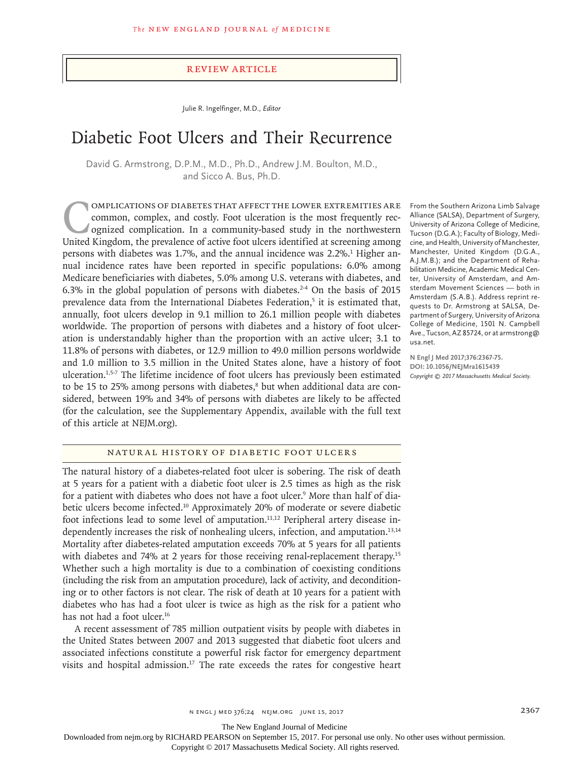Review Article

Julie R. Ingelfinger, M.D., *Editor*

# Diabetic Foot Ulcers and Their Recurrence

David G. Armstrong, D.P.M., M.D., Ph.D., Andrew J.M. Boulton, M.D., and Sicco A. Bus, Ph.D.

From the Southern Arizona Limb Salvage Alliance (SALSA), Department of Surgery, University of Arizona College of Medicine, Tucson (D.G.A.); Faculty of Biology, Medicine, and Health, University of Manchester, Manchester, United Kingdom (D.G.A., A.J.M.B.); and the Department of Rehabilitation Medicine, Academic Medical Center, University of Amsterdam, and Amsterdam Movement Sciences — both in Amsterdam (S.A.B.). Address reprint requests to Dr. Armstrong at SALSA, Department of Surgery, University of Arizona College of Medicine, 1501 N. Campbell Ave., Tucson, AZ 85724, or at armstrong@usa.net.

**N Engl J Med 2017;376:2367-75.**
**DOI: 10.1056/NEJMra1615439**
*Copyright © 2017 Massachusetts Medical Society.*

Complications of diabetes that affect the lower extremities are common, complex, and costly. Foot ulceration is the most frequently recognized complication. In a community-based study in the northwestern United Kingdom, the prevalence of active foot ulcers identified at screening among persons with diabetes was 1.7%, and the annual incidence was 2.2%.[1] Higher annual incidence rates have been reported in specific populations: 6.0% among Medicare beneficiaries with diabetes, 5.0% among U.S. veterans with diabetes, and 6.3% in the global population of persons with diabetes.[2-4] On the basis of 2015 prevalence data from the International Diabetes Federation,[5] it is estimated that, annually, foot ulcers develop in 9.1 million to 26.1 million people with diabetes worldwide. The proportion of persons with diabetes and a history of foot ulceration is understandably higher than the proportion with an active ulcer; 3.1 to 11.8% of persons with diabetes, or 12.9 million to 49.0 million persons worldwide and 1.0 million to 3.5 million in the United States alone, have a history of foot ulceration.[1,5-7] The lifetime incidence of foot ulcers has previously been estimated to be 15 to 25% among persons with diabetes,[8] but when additional data are considered, between 19% and 34% of persons with diabetes are likely to be affected (for the calculation, see the Supplementary Appendix, available with the full text of this article at NEJM.org).

## Natural History of Diabetic Foot Ulcers

The natural history of a diabetes-related foot ulcer is sobering. The risk of death at 5 years for a patient with a diabetic foot ulcer is 2.5 times as high as the risk for a patient with diabetes who does not have a foot ulcer.[9] More than half of diabetic ulcers become infected.[10] Approximately 20% of moderate or severe diabetic foot infections lead to some level of amputation.[11,12] Peripheral artery disease independently increases the risk of nonhealing ulcers, infection, and amputation.[13,14] Mortality after diabetes-related amputation exceeds 70% at 5 years for all patients with diabetes and 74% at 2 years for those receiving renal-replacement therapy.[15] Whether such a high mortality is due to a combination of coexisting conditions (including the risk from an amputation procedure), lack of activity, and deconditioning or to other factors is not clear. The risk of death at 10 years for a patient with diabetes who has had a foot ulcer is twice as high as the risk for a patient who has not had a foot ulcer.[16]

A recent assessment of 785 million outpatient visits by people with diabetes in the United States between 2007 and 2013 suggested that diabetic foot ulcers and associated infections constitute a powerful risk factor for emergency department visits and hospital admission.[17] The rate exceeds the rates for congestive heart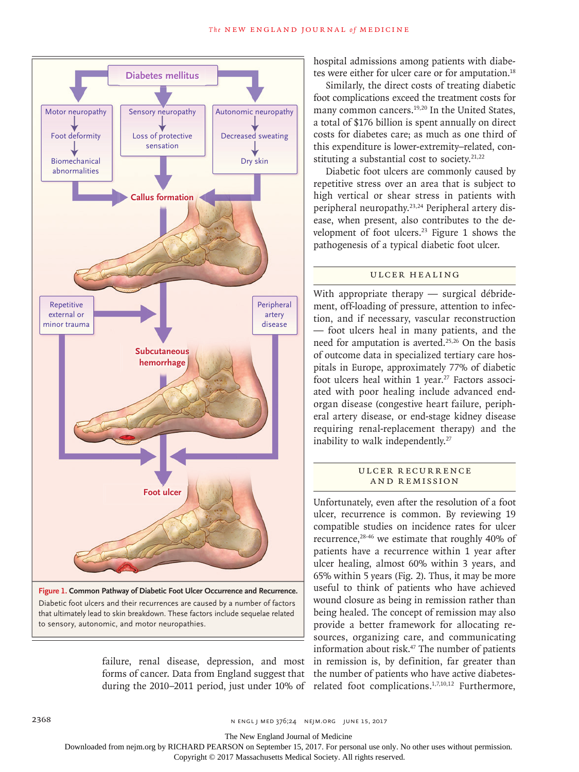Figure 1. Common Pathway of Diabetic Foot Ulcer Occurrence and Recurrence.

Diabetic foot ulcers and their recurrences are caused by a number of factors that ultimately lead to skin breakdown. These factors include sequelae related to sensory, autonomic, and motor neuropathies.

failure, renal disease, depression, and most forms of cancer. Data from England suggest that during the 2010–2011 period, just under 10% of hospital admissions among patients with diabetes were either for ulcer care or for amputation.[18]

Similarly, the direct costs of treating diabetic foot complications exceed the treatment costs for many common cancers.[19,20] In the United States, a total of $176 billion is spent annually on direct costs for diabetes care; as much as one third of this expenditure is lower-extremity–related, constituting a substantial cost to society.[21,22]

Diabetic foot ulcers are commonly caused by repetitive stress over an area that is subject to high vertical or shear stress in patients with peripheral neuropathy.[23,24] Peripheral artery disease, when present, also contributes to the development of foot ulcers.[23] Figure 1 shows the pathogenesis of a typical diabetic foot ulcer.

## Ulcer Healing

With appropriate therapy — surgical débridement, off-loading of pressure, attention to infection, and if necessary, vascular reconstruction — foot ulcers heal in many patients, and the need for amputation is averted.[25,26] On the basis of outcome data in specialized tertiary care hospitals in Europe, approximately 77% of diabetic foot ulcers heal within 1 year.[27] Factors associated with poor healing include advanced end-organ disease (congestive heart failure, peripheral artery disease, or end-stage kidney disease requiring renal-replacement therapy) and the inability to walk independently.[27]

## Ulcer Recurrence and Remission

Unfortunately, even after the resolution of a foot ulcer, recurrence is common. By reviewing 19 compatible studies on incidence rates for ulcer recurrence,[28-46] we estimate that roughly 40% of patients have a recurrence within 1 year after ulcer healing, almost 60% within 3 years, and 65% within 5 years (Fig. 2). Thus, it may be more useful to think of patients who have achieved wound closure as being in remission rather than being healed. The concept of remission may also provide a better framework for allocating resources, organizing care, and communicating information about risk.[47] The number of patients in remission is, by definition, far greater than the number of patients who have active diabetes-related foot complications.[1,7,10,12] Furthermore,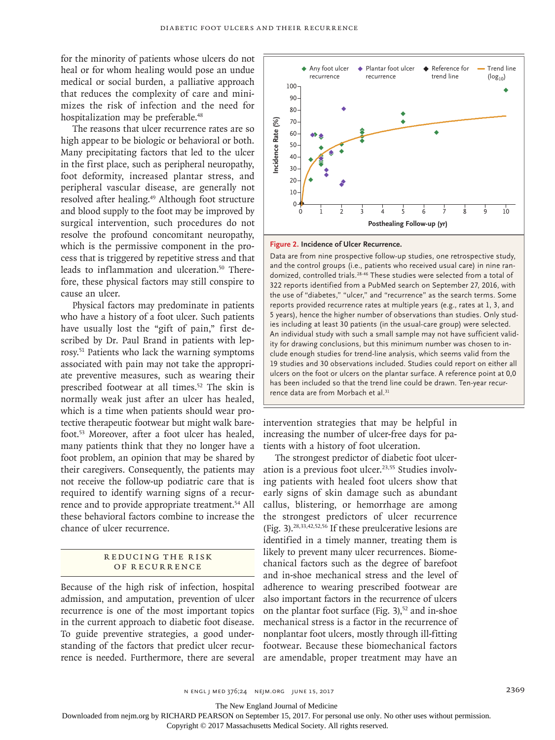for the minority of patients whose ulcers do not heal or for whom healing would pose an undue medical or social burden, a palliative approach that reduces the complexity of care and minimizes the risk of infection and the need for hospitalization may be preferable.[48]

The reasons that ulcer recurrence rates are so high appear to be biologic or behavioral or both. Many precipitating factors that led to the ulcer in the first place, such as peripheral neuropathy, foot deformity, increased plantar stress, and peripheral vascular disease, are generally not resolved after healing.[49] Although foot structure and blood supply to the foot may be improved by surgical intervention, such procedures do not resolve the profound concomitant neuropathy, which is the permissive component in the process that is triggered by repetitive stress and that leads to inflammation and ulceration.[50] Therefore, these physical factors may still conspire to cause an ulcer.

Physical factors may predominate in patients who have a history of a foot ulcer. Such patients have usually lost the "gift of pain," first described by Dr. Paul Brand in patients with leprosy.[51] Patients who lack the warning symptoms associated with pain may not take the appropriate preventive measures, such as wearing their prescribed footwear at all times.[52] The skin is normally weak just after an ulcer has healed, which is a time when patients should wear protective therapeutic footwear but might walk barefoot.[53] Moreover, after a foot ulcer has healed, many patients think that they no longer have a foot problem, an opinion that may be shared by their caregivers. Consequently, the patients may not receive the follow-up podiatric care that is required to identify warning signs of a recurrence and to provide appropriate treatment.[54] All these behavioral factors combine to increase the chance of ulcer recurrence.

**Figure 2. Incidence of Ulcer Recurrence.**

Data are from nine prospective follow-up studies, one retrospective study, and the control groups (i.e., patients who received usual care) in nine randomized, controlled trials.[28-46] These studies were selected from a total of 322 reports identified from a PubMed search on September 27, 2016, with the use of "diabetes," "ulcer," and "recurrence" as the search terms. Some reports provided recurrence rates at multiple years (e.g., rates at 1, 3, and 5 years), hence the higher number of observations than studies. Only studies including at least 30 patients (in the usual-care group) were selected. An individual study with such a small sample may not have sufficient validity for drawing conclusions, but this minimum number was chosen to include enough studies for trend-line analysis, which seems valid from the 19 studies and 30 observations included. Studies could report on either all ulcers on the foot or ulcers on the plantar surface. A reference point at 0,0 has been included so that the trend line could be drawn. Ten-year recurrence data are from Morbach et al.[31]

## Reducing the Risk of Recurrence

Because of the high risk of infection, hospital admission, and amputation, prevention of ulcer recurrence is one of the most important topics in the current approach to diabetic foot disease. To guide preventive strategies, a good understanding of the factors that predict ulcer recurrence is needed. Furthermore, there are several intervention strategies that may be helpful in increasing the number of ulcer-free days for patients with a history of foot ulceration.

The strongest predictor of diabetic foot ulceration is a previous foot ulcer.[23,55] Studies involving patients with healed foot ulcers show that early signs of skin damage such as abundant callus, blistering, or hemorrhage are among the strongest predictors of ulcer recurrence (Fig. 3).[28,33,42,52,56] If these preulcerative lesions are identified in a timely manner, treating them is likely to prevent many ulcer recurrences. Biomechanical factors such as the degree of barefoot and in-shoe mechanical stress and the level of adherence to wearing prescribed footwear are also important factors in the recurrence of ulcers on the plantar foot surface (Fig. 3),[52] and in-shoe mechanical stress is a factor in the recurrence of nonplantar foot ulcers, mostly through ill-fitting footwear. Because these biomechanical factors are amendable, proper treatment may have an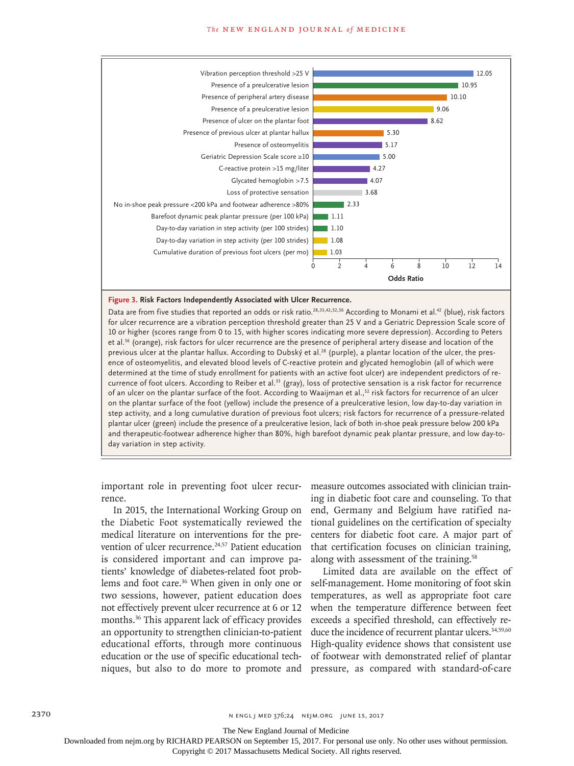| Risk Factor | Odds Ratio |
| --- | --- |
| Vibration perception threshold >25 V | 12.05 |
| Presence of a preulcerative lesion | 10.95 |
| Presence of peripheral artery disease | 10.10 |
| Presence of a preulcerative lesion | 9.06 |
| Presence of ulcer on the plantar foot | 8.62 |
| Presence of previous ulcer at plantar hallux | 5.30 |
| Presence of osteomyelitis | 5.17 |
| Geriatric Depression Scale score ≥10 | 5.00 |
| C-reactive protein >15 mg/liter | 4.27 |
| Glycated hemoglobin >7.5 | 4.07 |
| Loss of protective sensation | 3.68 |
| No in-shoe peak pressure <200 kPa and footwear adherence >80% | 2.33 |
| Barefoot dynamic peak plantar pressure (per 100 kPa) | 1.11 |
| Day-to-day variation in step activity (per 100 strides) | 1.10 |
| Day-to-day variation in step activity (per 100 strides) | 1.08 |
| Cumulative duration of previous foot ulcers (per mo) | 1.03 |

**Figure 3. Risk Factors Independently Associated with Ulcer Recurrence.**

Data are from five studies that reported an odds or risk ratio.[28,33,42,52,56] According to Monami et al.[42] (blue), risk factors for ulcer recurrence are a vibration perception threshold greater than 25 V and a Geriatric Depression Scale score of 10 or higher (scores range from 0 to 15, with higher scores indicating more severe depression). According to Peters et al.[56] (orange), risk factors for ulcer recurrence are the presence of peripheral artery disease and location of the previous ulcer at the plantar hallux. According to Dubský et al.[28] (purple), a plantar location of the ulcer, the presence of osteomyelitis, and elevated blood levels of C-reactive protein and glycated hemoglobin (all of which were determined at the time of study enrollment for patients with an active foot ulcer) are independent predictors of recurrence of foot ulcers. According to Reiber et al.[33] (gray), loss of protective sensation is a risk factor for recurrence of an ulcer on the plantar surface of the foot. According to Waaijman et al.,[52] risk factors for recurrence of an ulcer on the plantar surface of the foot (yellow) include the presence of a preulcerative lesion, low day-to-day variation in step activity, and a long cumulative duration of previous foot ulcers; risk factors for recurrence of a pressure-related plantar ulcer (green) include the presence of a preulcerative lesion, lack of both in-shoe peak pressure below 200 kPa and therapeutic-footwear adherence higher than 80%, high barefoot dynamic peak plantar pressure, and low day-to-day variation in step activity.

important role in preventing foot ulcer recurrence.

In 2015, the International Working Group on the Diabetic Foot systematically reviewed the medical literature on interventions for the prevention of ulcer recurrence.[24,57] Patient education is considered important and can improve patients' knowledge of diabetes-related foot problems and foot care.[36] When given in only one or two sessions, however, patient education does not effectively prevent ulcer recurrence at 6 or 12 months.[36] This apparent lack of efficacy provides an opportunity to strengthen clinician-to-patient educational efforts, through more continuous education or the use of specific educational techniques, but also to do more to promote and measure outcomes associated with clinician training in diabetic foot care and counseling. To that end, Germany and Belgium have ratified national guidelines on the certification of specialty centers for diabetic foot care. A major part of that certification focuses on clinician training, along with assessment of the training.[58]

Limited data are available on the effect of self-management. Home monitoring of foot skin temperatures, as well as appropriate foot care when the temperature difference between feet exceeds a specified threshold, can effectively reduce the incidence of recurrent plantar ulcers.[34,59,60] High-quality evidence shows that consistent use of footwear with demonstrated relief of plantar pressure, as compared with standard-of-care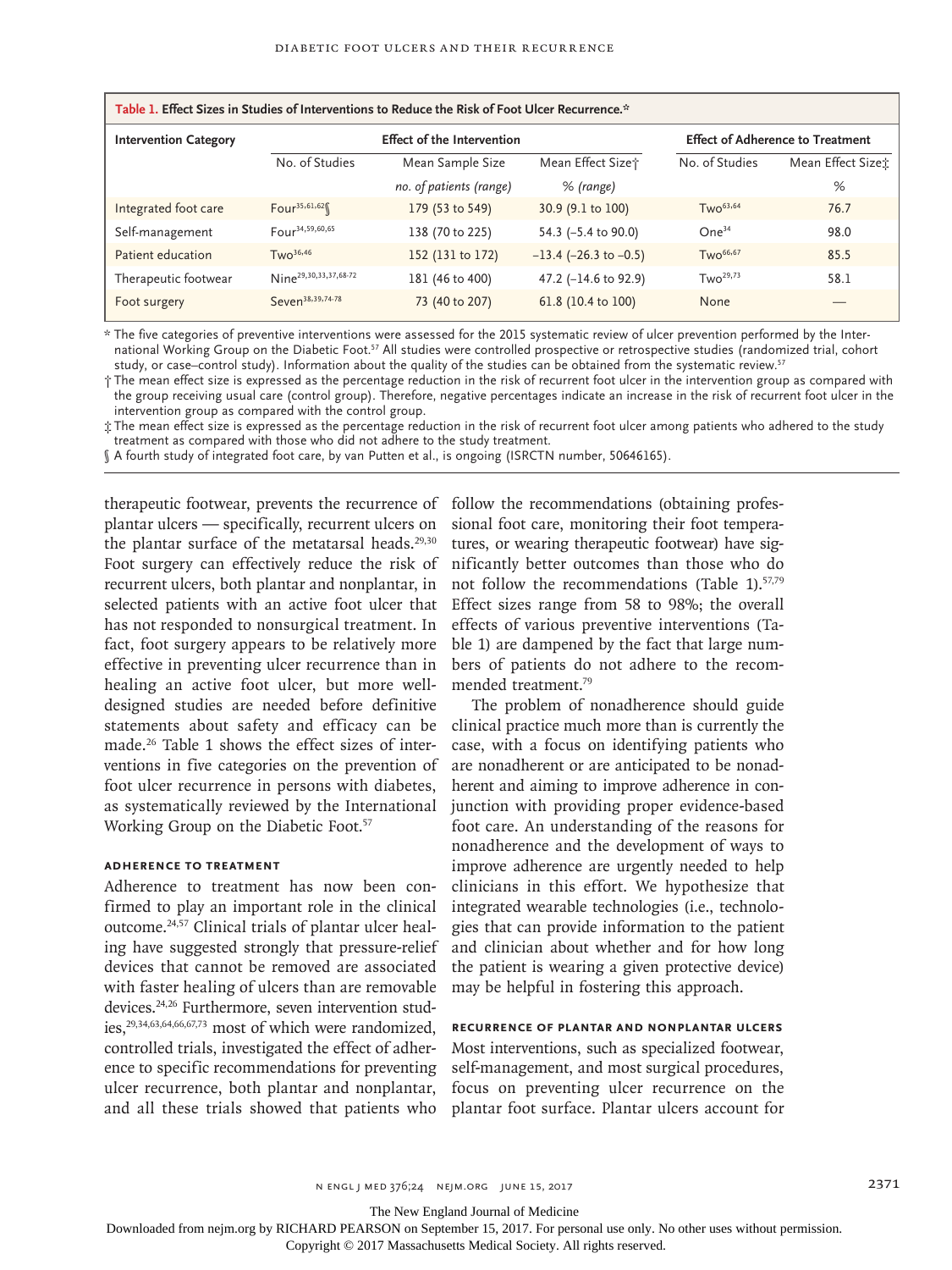**Table 1. Effect Sizes in Studies of Interventions to Reduce the Risk of Foot Ulcer Recurrence.***

| Intervention Category | Effect of the Intervention | | | Effect of Adherence to Treatment | |
|---|---|---|---|---|---|
| | No. of Studies | Mean Sample Size | Mean Effect Size† | No. of Studies | Mean Effect Size‡ |
| | | *no. of patients (range)* | *% (range)* | | *%* |
| Integrated foot care | Four[35,61,62]§ | 179 (53 to 549) | 30.9 (9.1 to 100) | Two[63,64] | 76.7 |
| Self-management | Four[34,59,60,65] | 138 (70 to 225) | 54.3 (−5.4 to 90.0) | One[34] | 98.0 |
| Patient education | Two[36,46] | 152 (131 to 172) | −13.4 (−26.3 to −0.5) | Two[66,67] | 85.5 |
| Therapeutic footwear | Nine[29,30,33,37,68-72] | 181 (46 to 400) | 47.2 (−14.6 to 92.9) | Two[29,73] | 58.1 |
| Foot surgery | Seven[38,39,74-78] | 73 (40 to 207) | 61.8 (10.4 to 100) | None | — |

\* The five categories of preventive interventions were assessed for the 2015 systematic review of ulcer prevention performed by the International Working Group on the Diabetic Foot.[57] All studies were controlled prospective or retrospective studies (randomized trial, cohort study, or case–control study). Information about the quality of the studies can be obtained from the systematic review.[57]

† The mean effect size is expressed as the percentage reduction in the risk of recurrent foot ulcer in the intervention group as compared with the group receiving usual care (control group). Therefore, negative percentages indicate an increase in the risk of recurrent foot ulcer in the intervention group as compared with the control group.

‡ The mean effect size is expressed as the percentage reduction in the risk of recurrent foot ulcer among patients who adhered to the study treatment as compared with those who did not adhere to the study treatment.

§ A fourth study of integrated foot care, by van Putten et al., is ongoing (ISRCTN number, 50646165).

therapeutic footwear, prevents the recurrence of plantar ulcers — specifically, recurrent ulcers on the plantar surface of the metatarsal heads.[29,30] Foot surgery can effectively reduce the risk of recurrent ulcers, both plantar and nonplantar, in selected patients with an active foot ulcer that has not responded to nonsurgical treatment. In fact, foot surgery appears to be relatively more effective in preventing ulcer recurrence than in healing an active foot ulcer, but more well-designed studies are needed before definitive statements about safety and efficacy can be made.[26] Table 1 shows the effect sizes of interventions in five categories on the prevention of foot ulcer recurrence in persons with diabetes, as systematically reviewed by the International Working Group on the Diabetic Foot.[57]

### ADHERENCE TO TREATMENT

Adherence to treatment has now been confirmed to play an important role in the clinical outcome.[24,57] Clinical trials of plantar ulcer healing have suggested strongly that pressure-relief devices that cannot be removed are associated with faster healing of ulcers than are removable devices.[24,26] Furthermore, seven intervention studies,[29,34,63,64,66,67,73] most of which were randomized, controlled trials, investigated the effect of adherence to specific recommendations for preventing ulcer recurrence, both plantar and nonplantar, and all these trials showed that patients who follow the recommendations (obtaining professional foot care, monitoring their foot temperatures, or wearing therapeutic footwear) have significantly better outcomes than those who do not follow the recommendations (Table 1).[57,79] Effect sizes range from 58 to 98%; the overall effects of various preventive interventions (Table 1) are dampened by the fact that large numbers of patients do not adhere to the recommended treatment.[79]

The problem of nonadherence should guide clinical practice much more than is currently the case, with a focus on identifying patients who are nonadherent or are anticipated to be nonadherent and aiming to improve adherence in conjunction with providing proper evidence-based foot care. An understanding of the reasons for nonadherence and the development of ways to improve adherence are urgently needed to help clinicians in this effort. We hypothesize that integrated wearable technologies (i.e., technologies that can provide information to the patient and clinician about whether and for how long the patient is wearing a given protective device) may be helpful in fostering this approach.

### RECURRENCE OF PLANTAR AND NONPLANTAR ULCERS

Most interventions, such as specialized footwear, self-management, and most surgical procedures, focus on preventing ulcer recurrence on the plantar foot surface. Plantar ulcers account for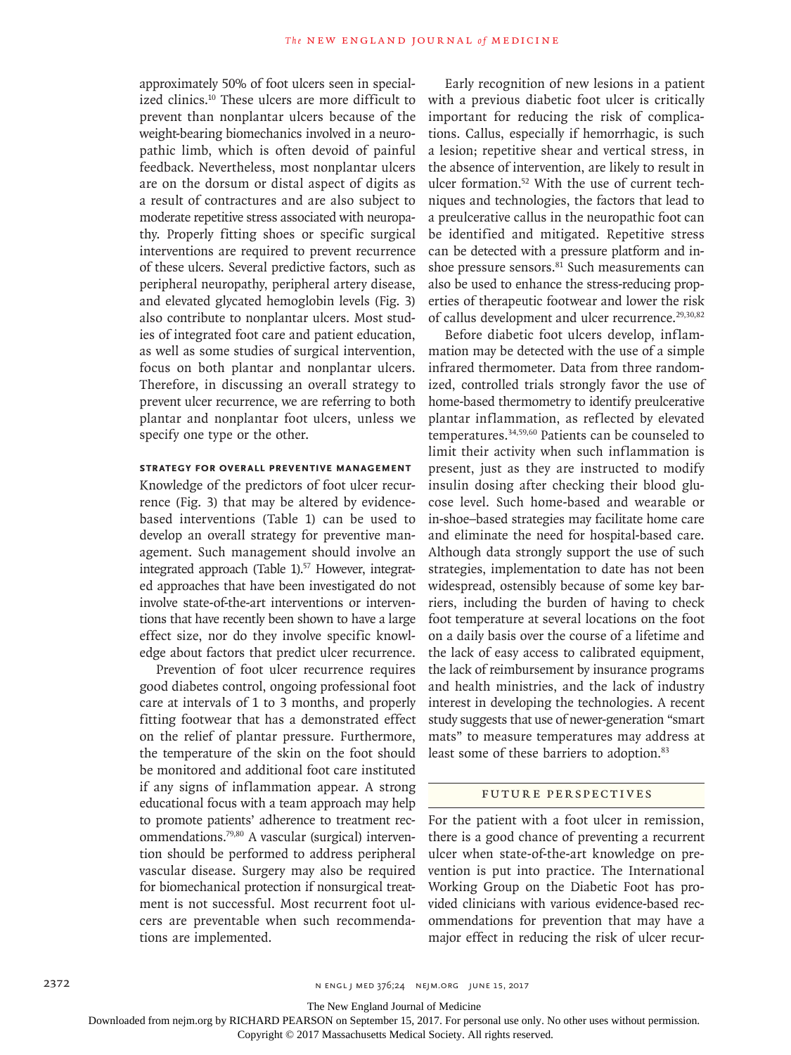approximately 50% of foot ulcers seen in specialized clinics.[10] These ulcers are more difficult to prevent than nonplantar ulcers because of the weight-bearing biomechanics involved in a neuropathic limb, which is often devoid of painful feedback. Nevertheless, most nonplantar ulcers are on the dorsum or distal aspect of digits as a result of contractures and are also subject to moderate repetitive stress associated with neuropathy. Properly fitting shoes or specific surgical interventions are required to prevent recurrence of these ulcers. Several predictive factors, such as peripheral neuropathy, peripheral artery disease, and elevated glycated hemoglobin levels (Fig. 3) also contribute to nonplantar ulcers. Most studies of integrated foot care and patient education, as well as some studies of surgical intervention, focus on both plantar and nonplantar ulcers. Therefore, in discussing an overall strategy to prevent ulcer recurrence, we are referring to both plantar and nonplantar foot ulcers, unless we specify one type or the other.

### STRATEGY FOR OVERALL PREVENTIVE MANAGEMENT

Knowledge of the predictors of foot ulcer recurrence (Fig. 3) that may be altered by evidence-based interventions (Table 1) can be used to develop an overall strategy for preventive management. Such management should involve an integrated approach (Table 1).[57] However, integrated approaches that have been investigated do not involve state-of-the-art interventions or interventions that have recently been shown to have a large effect size, nor do they involve specific knowledge about factors that predict ulcer recurrence.

Prevention of foot ulcer recurrence requires good diabetes control, ongoing professional foot care at intervals of 1 to 3 months, and properly fitting footwear that has a demonstrated effect on the relief of plantar pressure. Furthermore, the temperature of the skin on the foot should be monitored and additional foot care instituted if any signs of inflammation appear. A strong educational focus with a team approach may help to promote patients' adherence to treatment recommendations.[79,80] A vascular (surgical) intervention should be performed to address peripheral vascular disease. Surgery may also be required for biomechanical protection if nonsurgical treatment is not successful. Most recurrent foot ulcers are preventable when such recommendations are implemented.

Early recognition of new lesions in a patient with a previous diabetic foot ulcer is critically important for reducing the risk of complications. Callus, especially if hemorrhagic, is such a lesion; repetitive shear and vertical stress, in the absence of intervention, are likely to result in ulcer formation.[52] With the use of current techniques and technologies, the factors that lead to a preulcerative callus in the neuropathic foot can be identified and mitigated. Repetitive stress can be detected with a pressure platform and in-shoe pressure sensors.[81] Such measurements can also be used to enhance the stress-reducing properties of therapeutic footwear and lower the risk of callus development and ulcer recurrence.[29,30,82]

Before diabetic foot ulcers develop, inflammation may be detected with the use of a simple infrared thermometer. Data from three randomized, controlled trials strongly favor the use of home-based thermometry to identify preulcerative plantar inflammation, as reflected by elevated temperatures.[34,59,60] Patients can be counseled to limit their activity when such inflammation is present, just as they are instructed to modify insulin dosing after checking their blood glucose level. Such home-based and wearable or in-shoe–based strategies may facilitate home care and eliminate the need for hospital-based care. Although data strongly support the use of such strategies, implementation to date has not been widespread, ostensibly because of some key barriers, including the burden of having to check foot temperature at several locations on the foot on a daily basis over the course of a lifetime and the lack of easy access to calibrated equipment, the lack of reimbursement by insurance programs and health ministries, and the lack of industry interest in developing the technologies. A recent study suggests that use of newer-generation "smart mats" to measure temperatures may address at least some of these barriers to adoption.[83]

## FUTURE PERSPECTIVES

For the patient with a foot ulcer in remission, there is a good chance of preventing a recurrent ulcer when state-of-the-art knowledge on prevention is put into practice. The International Working Group on the Diabetic Foot has provided clinicians with various evidence-based recommendations for prevention that may have a major effect in reducing the risk of ulcer recur-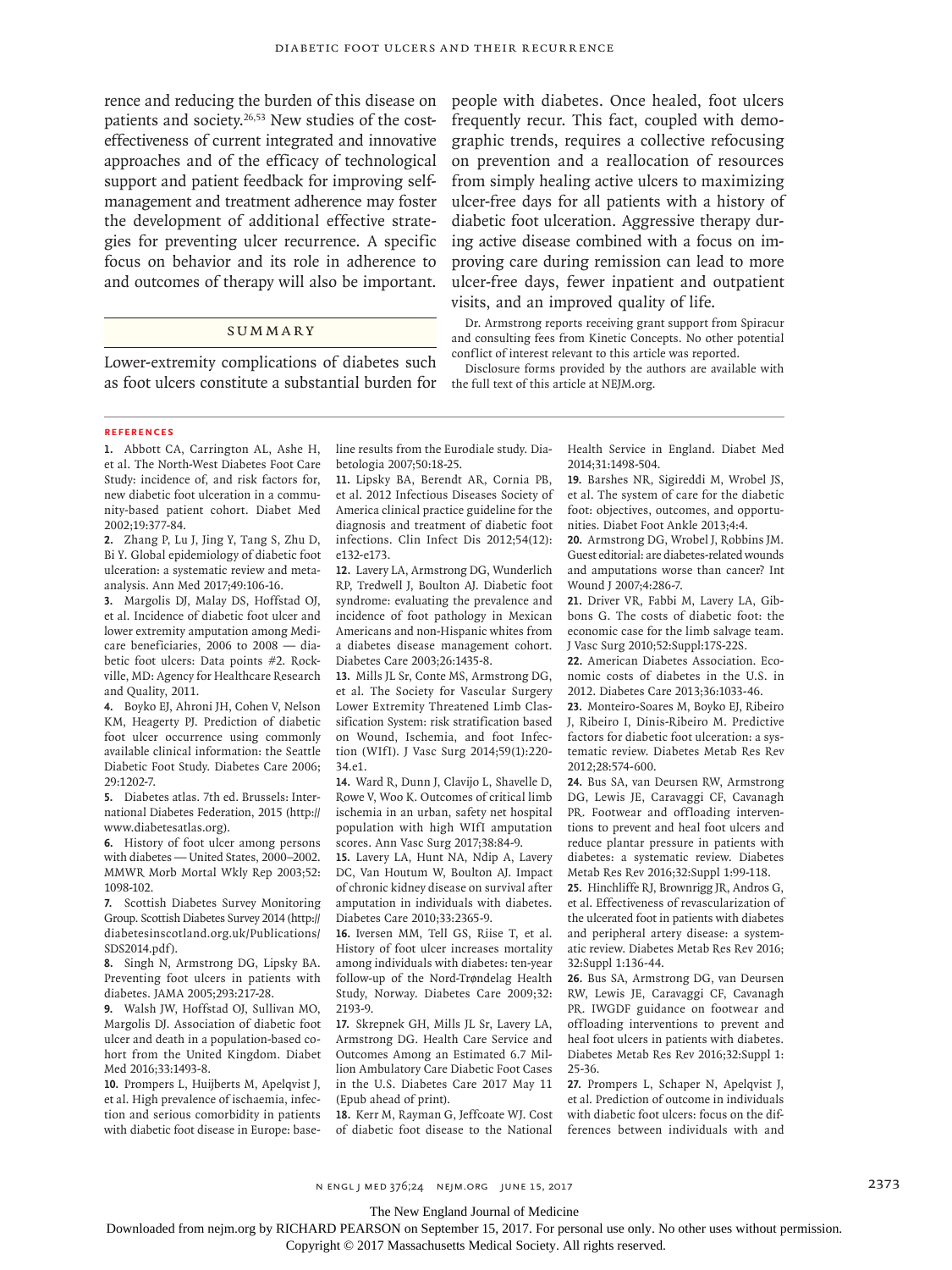rence and reducing the burden of this disease on patients and society.[26,53] New studies of the cost-effectiveness of current integrated and innovative approaches and of the efficacy of technological support and patient feedback for improving self-management and treatment adherence may foster the development of additional effective strategies for preventing ulcer recurrence. A specific focus on behavior and its role in adherence to and outcomes of therapy will also be important.

## Summary

Lower-extremity complications of diabetes such as foot ulcers constitute a substantial burden for people with diabetes. Once healed, foot ulcers frequently recur. This fact, coupled with demographic trends, requires a collective refocusing on prevention and a reallocation of resources from simply healing active ulcers to maximizing ulcer-free days for all patients with a history of diabetic foot ulceration. Aggressive therapy during active disease combined with a focus on improving care during remission can lead to more ulcer-free days, fewer inpatient and outpatient visits, and an improved quality of life.

Dr. Armstrong reports receiving grant support from Spiracur and consulting fees from Kinetic Concepts. No other potential conflict of interest relevant to this article was reported.

Disclosure forms provided by the authors are available with the full text of this article at NEJM.org.

## References

1. Abbott CA, Carrington AL, Ashe H, et al. The North-West Diabetes Foot Care Study: incidence of, and risk factors for, new diabetic foot ulceration in a community-based patient cohort. Diabet Med 2002;19:377-84.
2. Zhang P, Lu J, Jing Y, Tang S, Zhu D, Bi Y. Global epidemiology of diabetic foot ulceration: a systematic review and meta-analysis. Ann Med 2017;49:106-16.
3. Margolis DJ, Malay DS, Hoffstad OJ, et al. Incidence of diabetic foot ulcer and lower extremity amputation among Medicare beneficiaries, 2006 to 2008 — diabetic foot ulcers: Data points #2. Rockville, MD: Agency for Healthcare Research and Quality, 2011.
4. Boyko EJ, Ahroni JH, Cohen V, Nelson KM, Heagerty PJ. Prediction of diabetic foot ulcer occurrence using commonly available clinical information: the Seattle Diabetic Foot Study. Diabetes Care 2006;29:1202-7.
5. Diabetes atlas. 7th ed. Brussels: International Diabetes Federation, 2015 (http://www.diabetesatlas.org).
6. History of foot ulcer among persons with diabetes — United States, 2000–2002. MMWR Morb Mortal Wkly Rep 2003;52:1098-102.
7. Scottish Diabetes Survey Monitoring Group. Scottish Diabetes Survey 2014 (http://diabetesinscotland.org.uk/Publications/SDS2014.pdf).
8. Singh N, Armstrong DG, Lipsky BA. Preventing foot ulcers in patients with diabetes. JAMA 2005;293:217-28.
9. Walsh JW, Hoffstad OJ, Sullivan MO, Margolis DJ. Association of diabetic foot ulcer and death in a population-based cohort from the United Kingdom. Diabet Med 2016;33:1493-8.
10. Prompers L, Huijberts M, Apelqvist J, et al. High prevalence of ischaemia, infection and serious comorbidity in patients with diabetic foot disease in Europe: baseline results from the Eurodiale study. Diabetologia 2007;50:18-25.
11. Lipsky BA, Berendt AR, Cornia PB, et al. 2012 Infectious Diseases Society of America clinical practice guideline for the diagnosis and treatment of diabetic foot infections. Clin Infect Dis 2012;54(12):e132-e173.
12. Lavery LA, Armstrong DG, Wunderlich RP, Tredwell J, Boulton AJ. Diabetic foot syndrome: evaluating the prevalence and incidence of foot pathology in Mexican Americans and non-Hispanic whites from a diabetes disease management cohort. Diabetes Care 2003;26:1435-8.
13. Mills JL Sr, Conte MS, Armstrong DG, et al. The Society for Vascular Surgery Lower Extremity Threatened Limb Classification System: risk stratification based on Wound, Ischemia, and foot Infection (WIfI). J Vasc Surg 2014;59(1):220-34.e1.
14. Ward R, Dunn J, Clavijo L, Shavelle D, Rowe V, Woo K. Outcomes of critical limb ischemia in an urban, safety net hospital population with high WIfI amputation scores. Ann Vasc Surg 2017;38:84-9.
15. Lavery LA, Hunt NA, Ndip A, Lavery DC, Van Houtum W, Boulton AJ. Impact of chronic kidney disease on survival after amputation in individuals with diabetes. Diabetes Care 2010;33:2365-9.
16. Iversen MM, Tell GS, Riise T, et al. History of foot ulcer increases mortality among individuals with diabetes: ten-year follow-up of the Nord-Trøndelag Health Study, Norway. Diabetes Care 2009;32:2193-9.
17. Skrepnek GH, Mills JL Sr, Lavery LA, Armstrong DG. Health Care Service and Outcomes Among an Estimated 6.7 Million Ambulatory Care Diabetic Foot Cases in the U.S. Diabetes Care 2017 May 11 (Epub ahead of print).
18. Kerr M, Rayman G, Jeffcoate WJ. Cost of diabetic foot disease to the National Health Service in England. Diabet Med 2014;31:1498-504.
19. Barshes NR, Sigireddi M, Wrobel JS, et al. The system of care for the diabetic foot: objectives, outcomes, and opportunities. Diabet Foot Ankle 2013;4:4.
20. Armstrong DG, Wrobel J, Robbins JM. Guest editorial: are diabetes-related wounds and amputations worse than cancer? Int Wound J 2007;4:286-7.
21. Driver VR, Fabbi M, Lavery LA, Gibbons G. The costs of diabetic foot: the economic case for the limb salvage team. J Vasc Surg 2010;52:Suppl:17S-22S.
22. American Diabetes Association. Economic costs of diabetes in the U.S. in 2012. Diabetes Care 2013;36:1033-46.
23. Monteiro-Soares M, Boyko EJ, Ribeiro J, Ribeiro I, Dinis-Ribeiro M. Predictive factors for diabetic foot ulceration: a systematic review. Diabetes Metab Res Rev 2012;28:574-600.
24. Bus SA, van Deursen RW, Armstrong DG, Lewis JE, Caravaggi CF, Cavanagh PR. Footwear and offloading interventions to prevent and heal foot ulcers and reduce plantar pressure in patients with diabetes: a systematic review. Diabetes Metab Res Rev 2016;32:Suppl 1:99-118.
25. Hinchliffe RJ, Brownrigg JR, Andros G, et al. Effectiveness of revascularization of the ulcerated foot in patients with diabetes and peripheral artery disease: a systematic review. Diabetes Metab Res Rev 2016;32:Suppl 1:136-44.
26. Bus SA, Armstrong DG, van Deursen RW, Lewis JE, Caravaggi CF, Cavanagh PR. IWGDF guidance on footwear and offloading interventions to prevent and heal foot ulcers in patients with diabetes. Diabetes Metab Res Rev 2016;32:Suppl 1:25-36.
27. Prompers L, Schaper N, Apelqvist J, et al. Prediction of outcome in individuals with diabetic foot ulcers: focus on the differences between individuals with and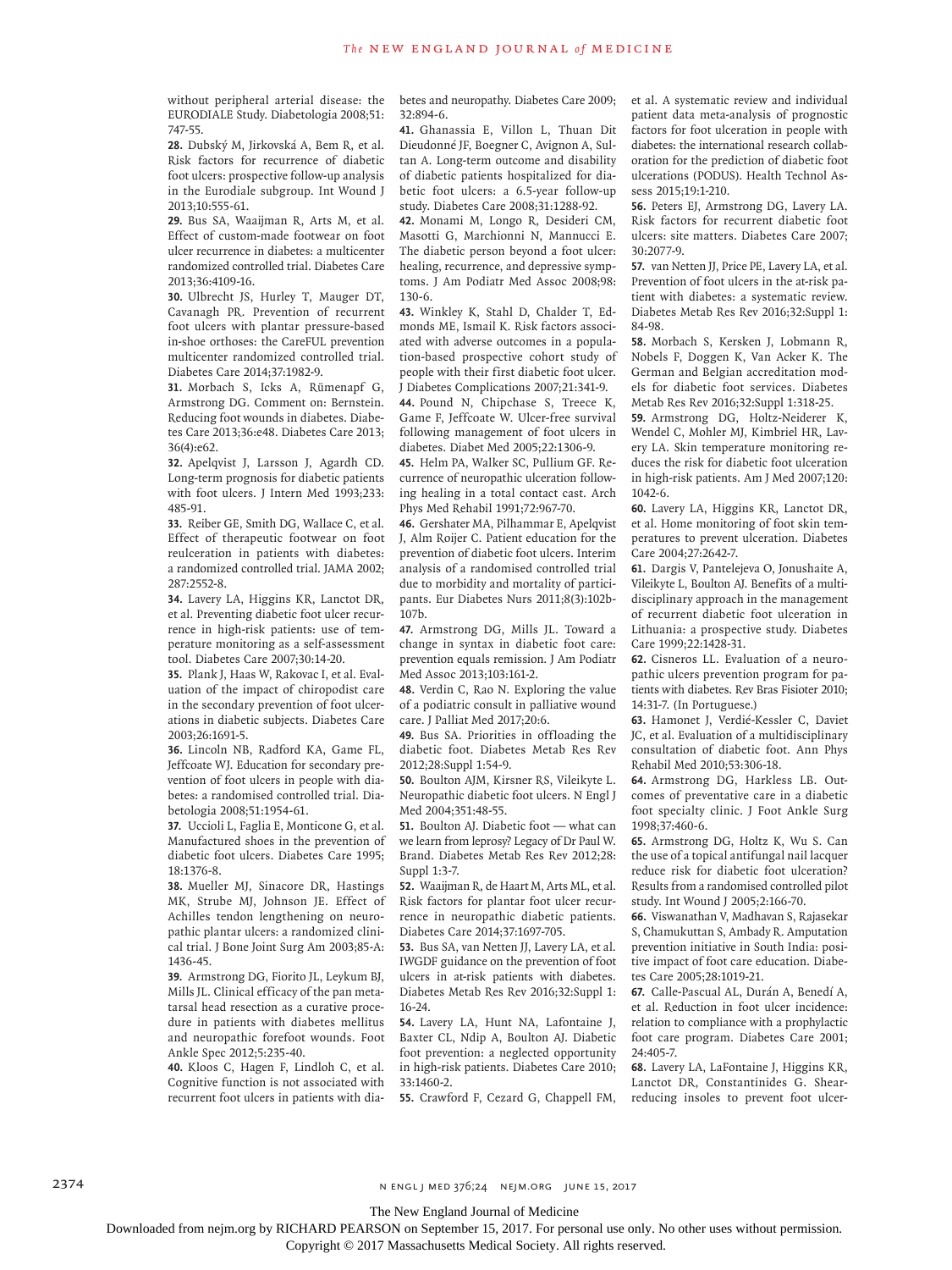without peripheral arterial disease: the EURODIALE Study. Diabetologia 2008;51:747-55.

28. Dubský M, Jirkovská A, Bem R, et al. Risk factors for recurrence of diabetic foot ulcers: prospective follow-up analysis in the Eurodiale subgroup. Int Wound J 2013;10:555-61.

29. Bus SA, Waaijman R, Arts M, et al. Effect of custom-made footwear on foot ulcer recurrence in diabetes: a multicenter randomized controlled trial. Diabetes Care 2013;36:4109-16.

30. Ulbrecht JS, Hurley T, Mauger DT, Cavanagh PR. Prevention of recurrent foot ulcers with plantar pressure-based in-shoe orthoses: the CareFUL prevention multicenter randomized controlled trial. Diabetes Care 2014;37:1982-9.

31. Morbach S, Icks A, Rümenapf G, Armstrong DG. Comment on: Bernstein. Reducing foot wounds in diabetes. Diabetes Care 2013;36:e48. Diabetes Care 2013;36(4):e62.

32. Apelqvist J, Larsson J, Agardh CD. Long-term prognosis for diabetic patients with foot ulcers. J Intern Med 1993;233:485-91.

33. Reiber GE, Smith DG, Wallace C, et al. Effect of therapeutic footwear on foot reulceration in patients with diabetes: a randomized controlled trial. JAMA 2002;287:2552-8.

34. Lavery LA, Higgins KR, Lanctot DR, et al. Preventing diabetic foot ulcer recurrence in high-risk patients: use of temperature monitoring as a self-assessment tool. Diabetes Care 2007;30:14-20.

35. Plank J, Haas W, Rakovac I, et al. Evaluation of the impact of chiropodist care in the secondary prevention of foot ulcerations in diabetic subjects. Diabetes Care 2003;26:1691-5.

36. Lincoln NB, Radford KA, Game FL, Jeffcoate WJ. Education for secondary prevention of foot ulcers in people with diabetes: a randomised controlled trial. Diabetologia 2008;51:1954-61.

37. Uccioli L, Faglia E, Monticone G, et al. Manufactured shoes in the prevention of diabetic foot ulcers. Diabetes Care 1995;18:1376-8.

38. Mueller MJ, Sinacore DR, Hastings MK, Strube MJ, Johnson JE. Effect of Achilles tendon lengthening on neuropathic plantar ulcers: a randomized clinical trial. J Bone Joint Surg Am 2003;85-A:1436-45.

39. Armstrong DG, Fiorito JL, Leykum BJ, Mills JL. Clinical efficacy of the pan metatarsal head resection as a curative procedure in patients with diabetes mellitus and neuropathic forefoot wounds. Foot Ankle Spec 2012;5:235-40.

40. Kloos C, Hagen F, Lindloh C, et al. Cognitive function is not associated with recurrent foot ulcers in patients with diabetes and neuropathy. Diabetes Care 2009;32:894-6.

41. Ghanassia E, Villon L, Thuan Dit Dieudonné JF, Boegner C, Avignon A, Sultan A. Long-term outcome and disability of diabetic patients hospitalized for diabetic foot ulcers: a 6.5-year follow-up study. Diabetes Care 2008;31:1288-92.

42. Monami M, Longo R, Desideri CM, Masotti G, Marchionni N, Mannucci E. The diabetic person beyond a foot ulcer: healing, recurrence, and depressive symptoms. J Am Podiatr Med Assoc 2008;98:130-6.

43. Winkley K, Stahl D, Chalder T, Edmonds ME, Ismail K. Risk factors associated with adverse outcomes in a population-based prospective cohort study of people with their first diabetic foot ulcer. J Diabetes Complications 2007;21:341-9.

44. Pound N, Chipchase S, Treece K, Game F, Jeffcoate W. Ulcer-free survival following management of foot ulcers in diabetes. Diabet Med 2005;22:1306-9.

45. Helm PA, Walker SC, Pullium GF. Recurrence of neuropathic ulceration following healing in a total contact cast. Arch Phys Med Rehabil 1991;72:967-70.

46. Gershater MA, Pilhammar E, Apelqvist J, Alm Roijer C. Patient education for the prevention of diabetic foot ulcers. Interim analysis of a randomised controlled trial due to morbidity and mortality of participants. Eur Diabetes Nurs 2011;8(3):102b-107b.

47. Armstrong DG, Mills JL. Toward a change in syntax in diabetic foot care: prevention equals remission. J Am Podiatr Med Assoc 2013;103:161-2.

48. Verdin C, Rao N. Exploring the value of a podiatric consult in palliative wound care. J Palliat Med 2017;20:6.

49. Bus SA. Priorities in offloading the diabetic foot. Diabetes Metab Res Rev 2012;28:Suppl 1:54-9.

50. Boulton AJM, Kirsner RS, Vileikyte L. Neuropathic diabetic foot ulcers. N Engl J Med 2004;351:48-55.

51. Boulton AJ. Diabetic foot — what can we learn from leprosy? Legacy of Dr Paul W. Brand. Diabetes Metab Res Rev 2012;28:Suppl 1:3-7.

52. Waaijman R, de Haart M, Arts ML, et al. Risk factors for plantar foot ulcer recurrence in neuropathic diabetic patients. Diabetes Care 2014;37:1697-705.

53. Bus SA, van Netten JJ, Lavery LA, et al. IWGDF guidance on the prevention of foot ulcers in at-risk patients with diabetes. Diabetes Metab Res Rev 2016;32:Suppl 1:16-24.

54. Lavery LA, Hunt NA, Lafontaine J, Baxter CL, Ndip A, Boulton AJ. Diabetic foot prevention: a neglected opportunity in high-risk patients. Diabetes Care 2010;33:1460-2.

55. Crawford F, Cezard G, Chappell FM, et al. A systematic review and individual patient data meta-analysis of prognostic factors for foot ulceration in people with diabetes: the international research collaboration for the prediction of diabetic foot ulcerations (PODUS). Health Technol Assess 2015;19:1-210.

56. Peters EJ, Armstrong DG, Lavery LA. Risk factors for recurrent diabetic foot ulcers: site matters. Diabetes Care 2007;30:2077-9.

57. van Netten JJ, Price PE, Lavery LA, et al. Prevention of foot ulcers in the at-risk patient with diabetes: a systematic review. Diabetes Metab Res Rev 2016;32:Suppl 1:84-98.

58. Morbach S, Kersken J, Lobmann R, Nobels F, Doggen K, Van Acker K. The German and Belgian accreditation models for diabetic foot services. Diabetes Metab Res Rev 2016;32:Suppl 1:318-25.

59. Armstrong DG, Holtz-Neiderer K, Wendel C, Mohler MJ, Kimbriel HR, Lavery LA. Skin temperature monitoring reduces the risk for diabetic foot ulceration in high-risk patients. Am J Med 2007;120:1042-6.

60. Lavery LA, Higgins KR, Lanctot DR, et al. Home monitoring of foot skin temperatures to prevent ulceration. Diabetes Care 2004;27:2642-7.

61. Dargis V, Pantelejeva O, Jonushaite A, Vileikyte L, Boulton AJ. Benefits of a multidisciplinary approach in the management of recurrent diabetic foot ulceration in Lithuania: a prospective study. Diabetes Care 1999;22:1428-31.

62. Cisneros LL. Evaluation of a neuropathic ulcers prevention program for patients with diabetes. Rev Bras Fisioter 2010;14:31-7. (In Portuguese.)

63. Hamonet J, Verdié-Kessler C, Daviet JC, et al. Evaluation of a multidisciplinary consultation of diabetic foot. Ann Phys Rehabil Med 2010;53:306-18.

64. Armstrong DG, Harkless LB. Outcomes of preventative care in a diabetic foot specialty clinic. J Foot Ankle Surg 1998;37:460-6.

65. Armstrong DG, Holtz K, Wu S. Can the use of a topical antifungal nail lacquer reduce risk for diabetic foot ulceration? Results from a randomised controlled pilot study. Int Wound J 2005;2:166-70.

66. Viswanathan V, Madhavan S, Rajasekar S, Chamukuttan S, Ambady R. Amputation prevention initiative in South India: positive impact of foot care education. Diabetes Care 2005;28:1019-21.

67. Calle-Pascual AL, Durán A, Benedí A, et al. Reduction in foot ulcer incidence: relation to compliance with a prophylactic foot care program. Diabetes Care 2001;24:405-7.

68. Lavery LA, LaFontaine J, Higgins KR, Lanctot DR, Constantinides G. Shear-reducing insoles to prevent foot ulcer-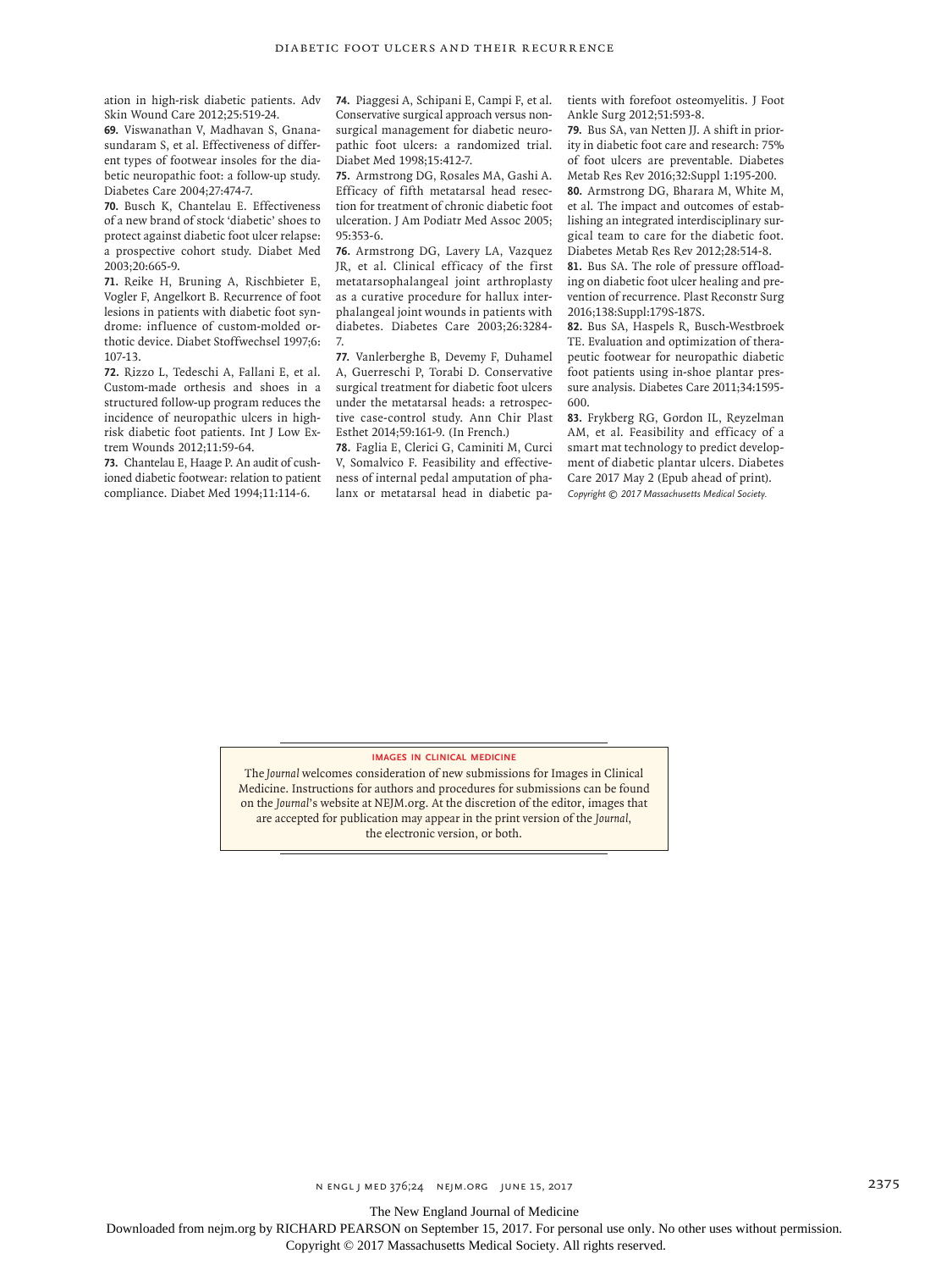ation in high-risk diabetic patients. Adv Skin Wound Care 2012;25:519-24.

**69.** Viswanathan V, Madhavan S, Gnanasundaram S, et al. Effectiveness of different types of footwear insoles for the diabetic neuropathic foot: a follow-up study. Diabetes Care 2004;27:474-7.

**70.** Busch K, Chantelau E. Effectiveness of a new brand of stock 'diabetic' shoes to protect against diabetic foot ulcer relapse: a prospective cohort study. Diabet Med 2003;20:665-9.

**71.** Reike H, Bruning A, Rischbieter E, Vogler F, Angelkort B. Recurrence of foot lesions in patients with diabetic foot syndrome: influence of custom-molded orthotic device. Diabet Stoffwechsel 1997;6:107-13.

**72.** Rizzo L, Tedeschi A, Fallani E, et al. Custom-made orthesis and shoes in a structured follow-up program reduces the incidence of neuropathic ulcers in high-risk diabetic foot patients. Int J Low Extrem Wounds 2012;11:59-64.

**73.** Chantelau E, Haage P. An audit of cushioned diabetic footwear: relation to patient compliance. Diabet Med 1994;11:114-6.

**74.** Piaggesi A, Schipani E, Campi F, et al. Conservative surgical approach versus nonsurgical management for diabetic neuropathic foot ulcers: a randomized trial. Diabet Med 1998;15:412-7.

**75.** Armstrong DG, Rosales MA, Gashi A. Efficacy of fifth metatarsal head resection for treatment of chronic diabetic foot ulceration. J Am Podiatr Med Assoc 2005;95:353-6.

**76.** Armstrong DG, Lavery LA, Vazquez JR, et al. Clinical efficacy of the first metatarsophalangeal joint arthroplasty as a curative procedure for hallux interphalangeal joint wounds in patients with diabetes. Diabetes Care 2003;26:3284-7.

**77.** Vanlerberghe B, Devemy F, Duhamel A, Guerreschi P, Torabi D. Conservative surgical treatment for diabetic foot ulcers under the metatarsal heads: a retrospective case-control study. Ann Chir Plast Esthet 2014;59:161-9. (In French.)

**78.** Faglia E, Clerici G, Caminiti M, Curci V, Somalvico F. Feasibility and effectiveness of internal pedal amputation of phalanx or metatarsal head in diabetic patients with forefoot osteomyelitis. J Foot Ankle Surg 2012;51:593-8.

**79.** Bus SA, van Netten JJ. A shift in priority in diabetic foot care and research: 75% of foot ulcers are preventable. Diabetes Metab Res Rev 2016;32:Suppl 1:195-200.

**80.** Armstrong DG, Bharara M, White M, et al. The impact and outcomes of establishing an integrated interdisciplinary surgical team to care for the diabetic foot. Diabetes Metab Res Rev 2012;28:514-8.

**81.** Bus SA. The role of pressure offloading on diabetic foot ulcer healing and prevention of recurrence. Plast Reconstr Surg 2016;138:Suppl:179S-187S.

**82.** Bus SA, Haspels R, Busch-Westbroek TE. Evaluation and optimization of therapeutic footwear for neuropathic diabetic foot patients using in-shoe plantar pressure analysis. Diabetes Care 2011;34:1595-600.

**83.** Frykberg RG, Gordon IL, Reyzelman AM, et al. Feasibility and efficacy of a smart mat technology to predict development of diabetic plantar ulcers. Diabetes Care 2017 May 2 (Epub ahead of print).

*Copyright © 2017 Massachusetts Medical Society.*

---

**IMAGES IN CLINICAL MEDICINE**

The *Journal* welcomes consideration of new submissions for Images in Clinical Medicine. Instructions for authors and procedures for submissions can be found on the *Journal*'s website at NEJM.org. At the discretion of the editor, images that are accepted for publication may appear in the print version of the *Journal*, the electronic version, or both.